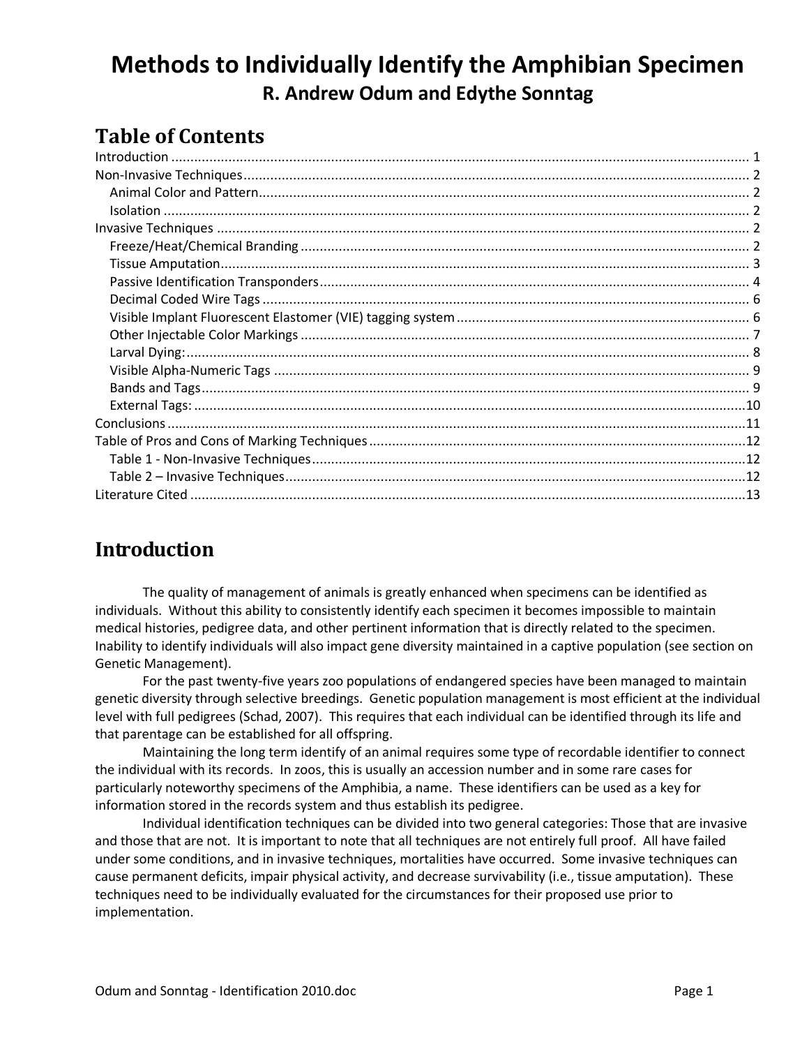# Methods to Individually Identify the Amphibian Specimen

**R. Andrew Odum and Edythe Sonntag**

## Table of Contents

Introduction ........ 1
Non-Invasive Techniques ........ 2
  Animal Color and Pattern ........ 2
  Isolation ........ 2
Invasive Techniques ........ 2
  Freeze/Heat/Chemical Branding ........ 2
  Tissue Amputation ........ 3
  Passive Identification Transponders ........ 4
  Decimal Coded Wire Tags ........ 6
  Visible Implant Fluorescent Elastomer (VIE) tagging system ........ 6
  Other Injectable Color Markings ........ 7
  Larval Dying: ........ 8
  Visible Alpha-Numeric Tags ........ 9
  Bands and Tags ........ 9
  External Tags: ........ 10
Conclusions ........ 11
Table of Pros and Cons of Marking Techniques ........ 12
  Table 1 - Non-Invasive Techniques ........ 12
  Table 2 – Invasive Techniques ........ 12
Literature Cited ........ 13

## Introduction

The quality of management of animals is greatly enhanced when specimens can be identified as individuals. Without this ability to consistently identify each specimen it becomes impossible to maintain medical histories, pedigree data, and other pertinent information that is directly related to the specimen. Inability to identify individuals will also impact gene diversity maintained in a captive population (see section on Genetic Management).

For the past twenty-five years zoo populations of endangered species have been managed to maintain genetic diversity through selective breedings. Genetic population management is most efficient at the individual level with full pedigrees (Schad, 2007). This requires that each individual can be identified through its life and that parentage can be established for all offspring.

Maintaining the long term identify of an animal requires some type of recordable identifier to connect the individual with its records. In zoos, this is usually an accession number and in some rare cases for particularly noteworthy specimens of the Amphibia, a name. These identifiers can be used as a key for information stored in the records system and thus establish its pedigree.

Individual identification techniques can be divided into two general categories: Those that are invasive and those that are not. It is important to note that all techniques are not entirely full proof. All have failed under some conditions, and in invasive techniques, mortalities have occurred. Some invasive techniques can cause permanent deficits, impair physical activity, and decrease survivability (i.e., tissue amputation). These techniques need to be individually evaluated for the circumstances for their proposed use prior to implementation.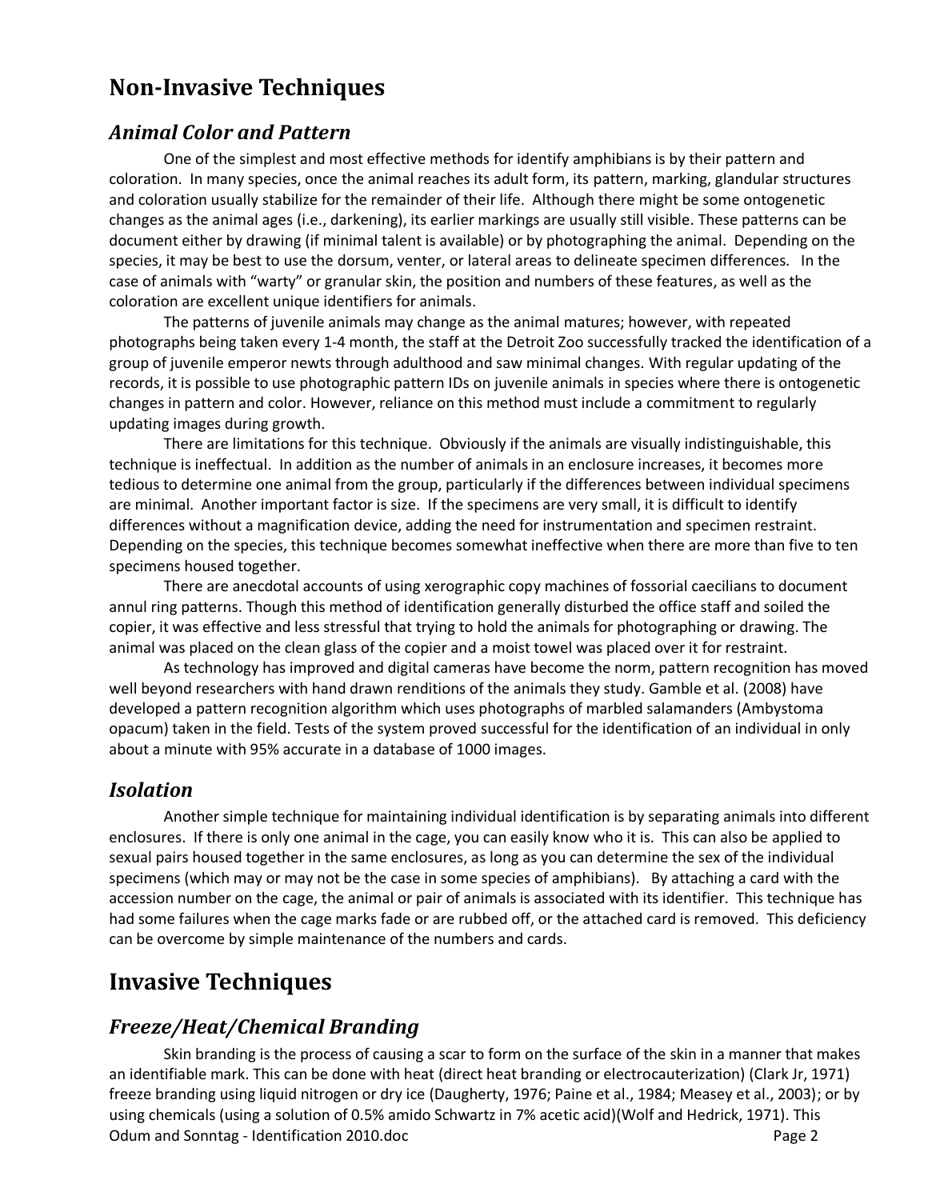# Non-Invasive Techniques

## *Animal Color and Pattern*

One of the simplest and most effective methods for identify amphibians is by their pattern and coloration. In many species, once the animal reaches its adult form, its pattern, marking, glandular structures and coloration usually stabilize for the remainder of their life. Although there might be some ontogenetic changes as the animal ages (i.e., darkening), its earlier markings are usually still visible. These patterns can be document either by drawing (if minimal talent is available) or by photographing the animal. Depending on the species, it may be best to use the dorsum, venter, or lateral areas to delineate specimen differences. In the case of animals with "warty" or granular skin, the position and numbers of these features, as well as the coloration are excellent unique identifiers for animals.

The patterns of juvenile animals may change as the animal matures; however, with repeated photographs being taken every 1-4 month, the staff at the Detroit Zoo successfully tracked the identification of a group of juvenile emperor newts through adulthood and saw minimal changes. With regular updating of the records, it is possible to use photographic pattern IDs on juvenile animals in species where there is ontogenetic changes in pattern and color. However, reliance on this method must include a commitment to regularly updating images during growth.

There are limitations for this technique. Obviously if the animals are visually indistinguishable, this technique is ineffectual. In addition as the number of animals in an enclosure increases, it becomes more tedious to determine one animal from the group, particularly if the differences between individual specimens are minimal. Another important factor is size. If the specimens are very small, it is difficult to identify differences without a magnification device, adding the need for instrumentation and specimen restraint. Depending on the species, this technique becomes somewhat ineffective when there are more than five to ten specimens housed together.

There are anecdotal accounts of using xerographic copy machines of fossorial caecilians to document annul ring patterns. Though this method of identification generally disturbed the office staff and soiled the copier, it was effective and less stressful that trying to hold the animals for photographing or drawing. The animal was placed on the clean glass of the copier and a moist towel was placed over it for restraint.

As technology has improved and digital cameras have become the norm, pattern recognition has moved well beyond researchers with hand drawn renditions of the animals they study. Gamble et al. (2008) have developed a pattern recognition algorithm which uses photographs of marbled salamanders (Ambystoma opacum) taken in the field. Tests of the system proved successful for the identification of an individual in only about a minute with 95% accurate in a database of 1000 images.

## *Isolation*

Another simple technique for maintaining individual identification is by separating animals into different enclosures. If there is only one animal in the cage, you can easily know who it is. This can also be applied to sexual pairs housed together in the same enclosures, as long as you can determine the sex of the individual specimens (which may or may not be the case in some species of amphibians). By attaching a card with the accession number on the cage, the animal or pair of animals is associated with its identifier. This technique has had some failures when the cage marks fade or are rubbed off, or the attached card is removed. This deficiency can be overcome by simple maintenance of the numbers and cards.

# Invasive Techniques

## *Freeze/Heat/Chemical Branding*

Skin branding is the process of causing a scar to form on the surface of the skin in a manner that makes an identifiable mark. This can be done with heat (direct heat branding or electrocauterization) (Clark Jr, 1971) freeze branding using liquid nitrogen or dry ice (Daugherty, 1976; Paine et al., 1984; Measey et al., 2003); or by using chemicals (using a solution of 0.5% amido Schwartz in 7% acetic acid)(Wolf and Hedrick, 1971). This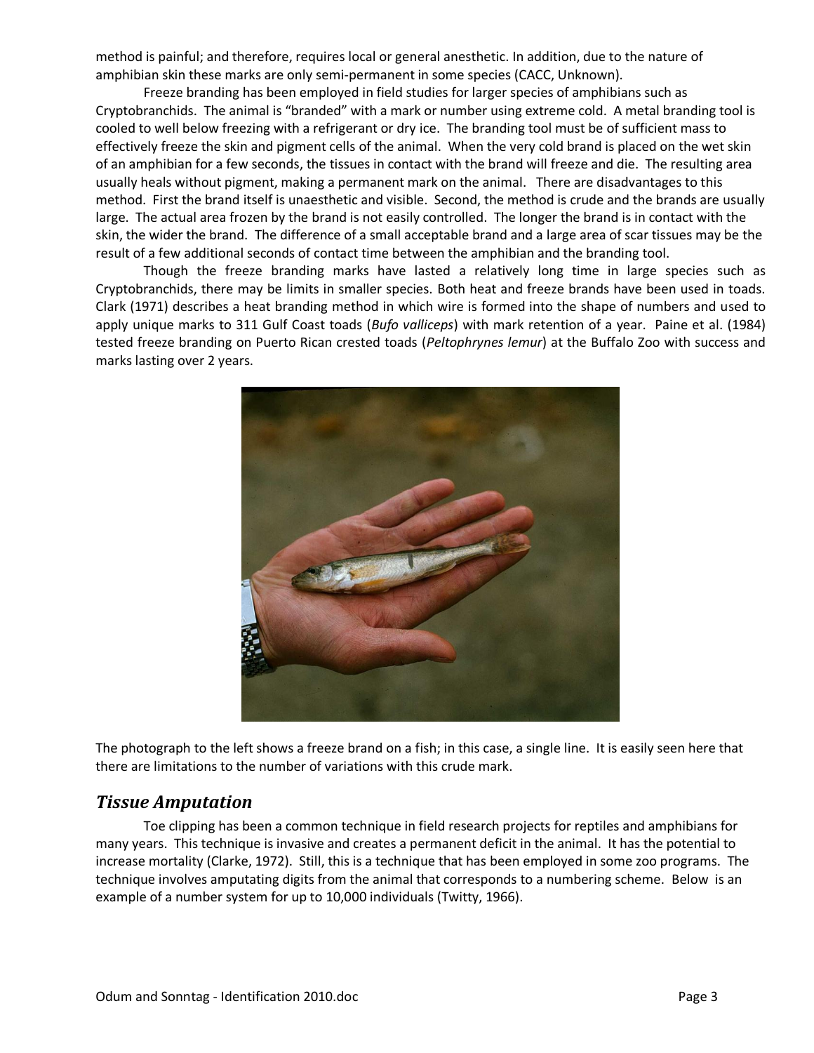method is painful; and therefore, requires local or general anesthetic. In addition, due to the nature of amphibian skin these marks are only semi-permanent in some species (CACC, Unknown).

Freeze branding has been employed in field studies for larger species of amphibians such as Cryptobranchids. The animal is "branded" with a mark or number using extreme cold. A metal branding tool is cooled to well below freezing with a refrigerant or dry ice. The branding tool must be of sufficient mass to effectively freeze the skin and pigment cells of the animal. When the very cold brand is placed on the wet skin of an amphibian for a few seconds, the tissues in contact with the brand will freeze and die. The resulting area usually heals without pigment, making a permanent mark on the animal. There are disadvantages to this method. First the brand itself is unaesthetic and visible. Second, the method is crude and the brands are usually large. The actual area frozen by the brand is not easily controlled. The longer the brand is in contact with the skin, the wider the brand. The difference of a small acceptable brand and a large area of scar tissues may be the result of a few additional seconds of contact time between the amphibian and the branding tool.

Though the freeze branding marks have lasted a relatively long time in large species such as Cryptobranchids, there may be limits in smaller species. Both heat and freeze brands have been used in toads. Clark (1971) describes a heat branding method in which wire is formed into the shape of numbers and used to apply unique marks to 311 Gulf Coast toads (*Bufo valliceps*) with mark retention of a year. Paine et al. (1984) tested freeze branding on Puerto Rican crested toads (*Peltophrynes lemur*) at the Buffalo Zoo with success and marks lasting over 2 years.

The photograph to the left shows a freeze brand on a fish; in this case, a single line. It is easily seen here that there are limitations to the number of variations with this crude mark.

## *Tissue Amputation*

Toe clipping has been a common technique in field research projects for reptiles and amphibians for many years. This technique is invasive and creates a permanent deficit in the animal. It has the potential to increase mortality (Clarke, 1972). Still, this is a technique that has been employed in some zoo programs. The technique involves amputating digits from the animal that corresponds to a numbering scheme. Below is an example of a number system for up to 10,000 individuals (Twitty, 1966).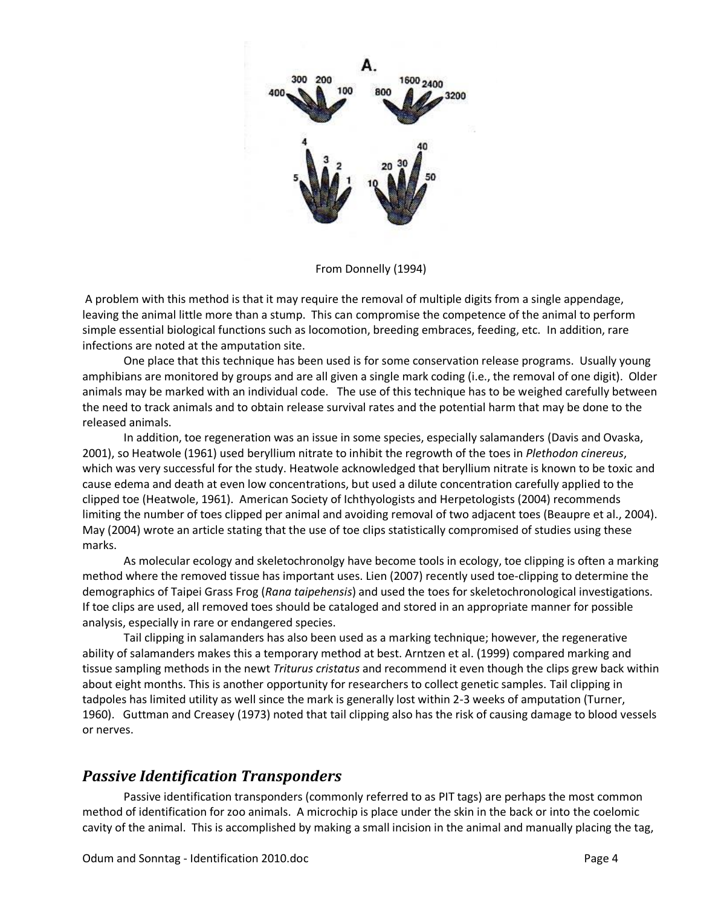From Donnelly (1994)

A problem with this method is that it may require the removal of multiple digits from a single appendage, leaving the animal little more than a stump. This can compromise the competence of the animal to perform simple essential biological functions such as locomotion, breeding embraces, feeding, etc. In addition, rare infections are noted at the amputation site.

One place that this technique has been used is for some conservation release programs. Usually young amphibians are monitored by groups and are all given a single mark coding (i.e., the removal of one digit). Older animals may be marked with an individual code. The use of this technique has to be weighed carefully between the need to track animals and to obtain release survival rates and the potential harm that may be done to the released animals.

In addition, toe regeneration was an issue in some species, especially salamanders (Davis and Ovaska, 2001), so Heatwole (1961) used beryllium nitrate to inhibit the regrowth of the toes in *Plethodon cinereus*, which was very successful for the study. Heatwole acknowledged that beryllium nitrate is known to be toxic and cause edema and death at even low concentrations, but used a dilute concentration carefully applied to the clipped toe (Heatwole, 1961). American Society of Ichthyologists and Herpetologists (2004) recommends limiting the number of toes clipped per animal and avoiding removal of two adjacent toes (Beaupre et al., 2004). May (2004) wrote an article stating that the use of toe clips statistically compromised of studies using these marks.

As molecular ecology and skeletochronolgy have become tools in ecology, toe clipping is often a marking method where the removed tissue has important uses. Lien (2007) recently used toe-clipping to determine the demographics of Taipei Grass Frog (*Rana taipehensis*) and used the toes for skeletochronological investigations. If toe clips are used, all removed toes should be cataloged and stored in an appropriate manner for possible analysis, especially in rare or endangered species.

Tail clipping in salamanders has also been used as a marking technique; however, the regenerative ability of salamanders makes this a temporary method at best. Arntzen et al. (1999) compared marking and tissue sampling methods in the newt *Triturus cristatus* and recommend it even though the clips grew back within about eight months. This is another opportunity for researchers to collect genetic samples. Tail clipping in tadpoles has limited utility as well since the mark is generally lost within 2-3 weeks of amputation (Turner, 1960). Guttman and Creasey (1973) noted that tail clipping also has the risk of causing damage to blood vessels or nerves.

## *Passive Identification Transponders*

Passive identification transponders (commonly referred to as PIT tags) are perhaps the most common method of identification for zoo animals. A microchip is place under the skin in the back or into the coelomic cavity of the animal. This is accomplished by making a small incision in the animal and manually placing the tag,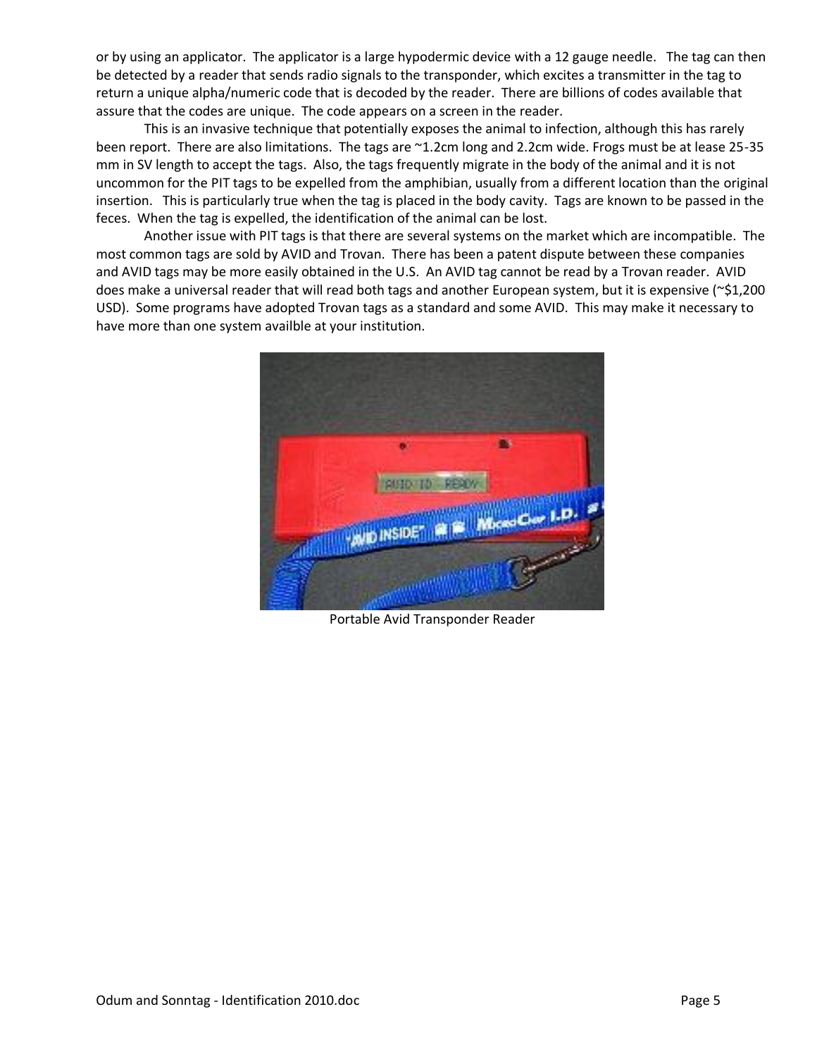or by using an applicator. The applicator is a large hypodermic device with a 12 gauge needle. The tag can then be detected by a reader that sends radio signals to the transponder, which excites a transmitter in the tag to return a unique alpha/numeric code that is decoded by the reader. There are billions of codes available that assure that the codes are unique. The code appears on a screen in the reader.

This is an invasive technique that potentially exposes the animal to infection, although this has rarely been report. There are also limitations. The tags are ~1.2cm long and 2.2cm wide. Frogs must be at lease 25-35 mm in SV length to accept the tags. Also, the tags frequently migrate in the body of the animal and it is not uncommon for the PIT tags to be expelled from the amphibian, usually from a different location than the original insertion. This is particularly true when the tag is placed in the body cavity. Tags are known to be passed in the feces. When the tag is expelled, the identification of the animal can be lost.

Another issue with PIT tags is that there are several systems on the market which are incompatible. The most common tags are sold by AVID and Trovan. There has been a patent dispute between these companies and AVID tags may be more easily obtained in the U.S. An AVID tag cannot be read by a Trovan reader. AVID does make a universal reader that will read both tags and another European system, but it is expensive (~$1,200 USD). Some programs have adopted Trovan tags as a standard and some AVID. This may make it necessary to have more than one system availble at your institution.

Portable Avid Transponder Reader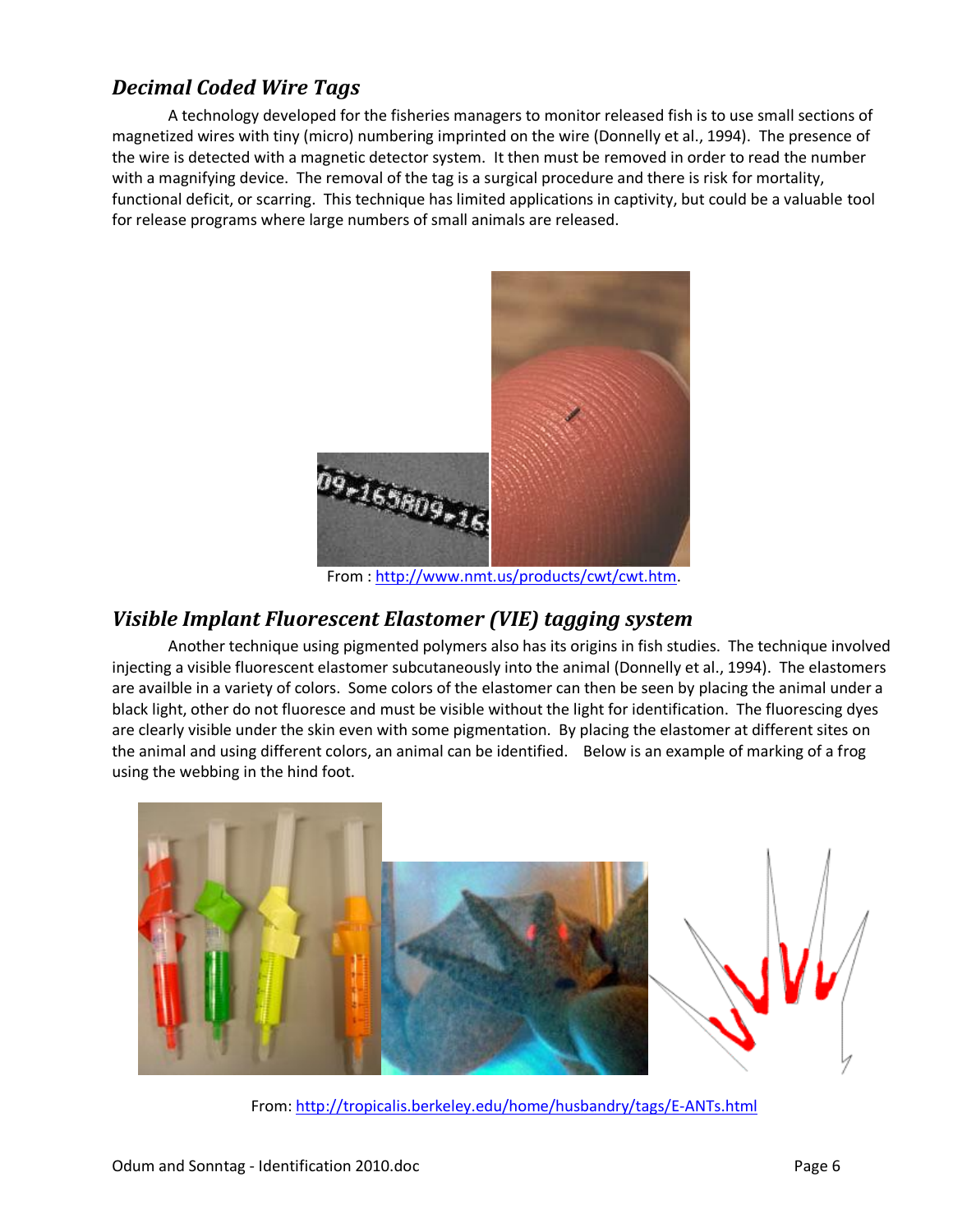## *Decimal Coded Wire Tags*

A technology developed for the fisheries managers to monitor released fish is to use small sections of magnetized wires with tiny (micro) numbering imprinted on the wire (Donnelly et al., 1994). The presence of the wire is detected with a magnetic detector system. It then must be removed in order to read the number with a magnifying device. The removal of the tag is a surgical procedure and there is risk for mortality, functional deficit, or scarring. This technique has limited applications in captivity, but could be a valuable tool for release programs where large numbers of small animals are released.

From : http://www.nmt.us/products/cwt/cwt.htm.

## *Visible Implant Fluorescent Elastomer (VIE) tagging system*

Another technique using pigmented polymers also has its origins in fish studies. The technique involved injecting a visible fluorescent elastomer subcutaneously into the animal (Donnelly et al., 1994). The elastomers are availble in a variety of colors. Some colors of the elastomer can then be seen by placing the animal under a black light, other do not fluoresce and must be visible without the light for identification. The fluorescing dyes are clearly visible under the skin even with some pigmentation. By placing the elastomer at different sites on the animal and using different colors, an animal can be identified. Below is an example of marking of a frog using the webbing in the hind foot.

From: http://tropicalis.berkeley.edu/home/husbandry/tags/E-ANTs.html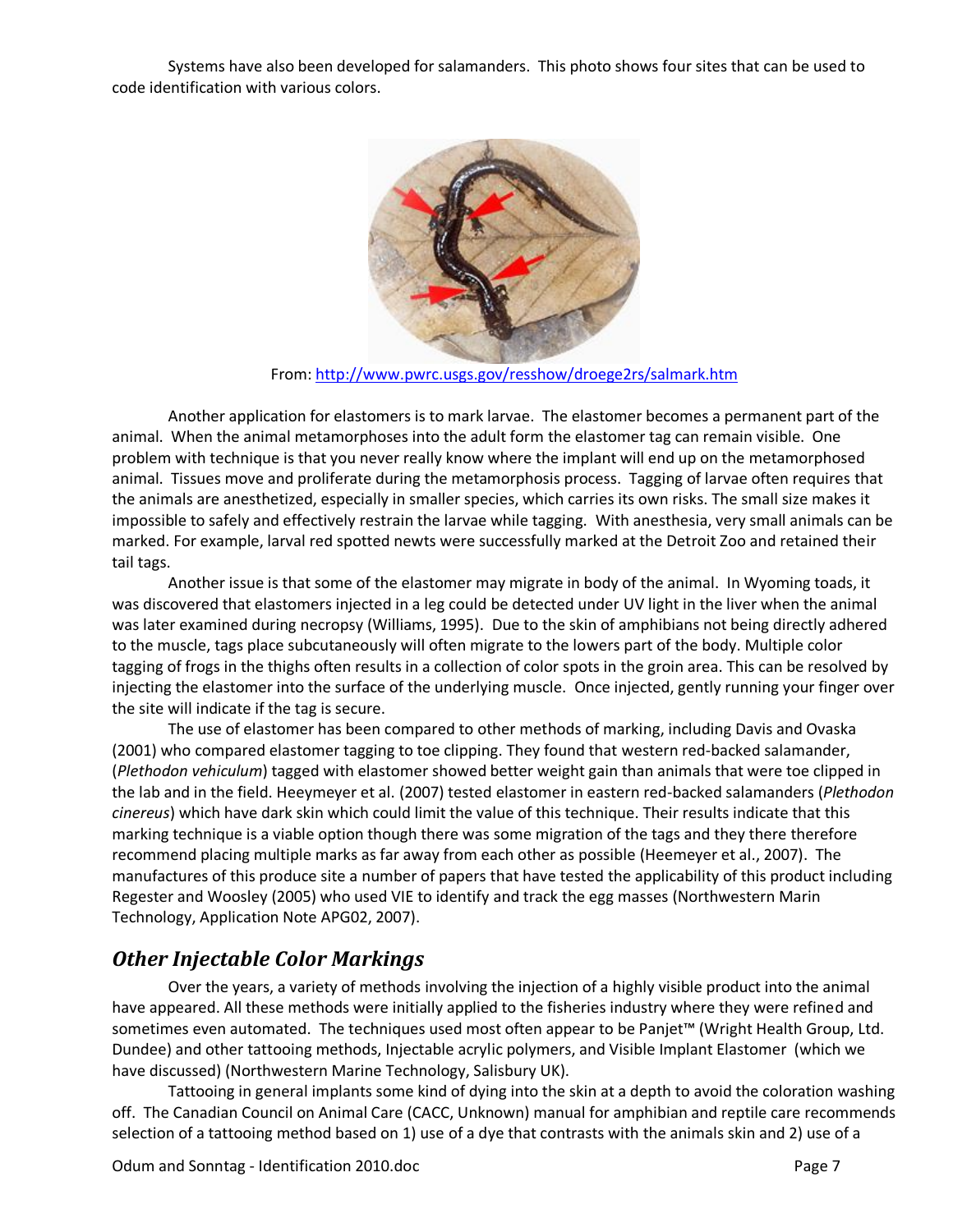Systems have also been developed for salamanders. This photo shows four sites that can be used to code identification with various colors.

From: http://www.pwrc.usgs.gov/resshow/droege2rs/salmark.htm

Another application for elastomers is to mark larvae. The elastomer becomes a permanent part of the animal. When the animal metamorphoses into the adult form the elastomer tag can remain visible. One problem with technique is that you never really know where the implant will end up on the metamorphosed animal. Tissues move and proliferate during the metamorphosis process. Tagging of larvae often requires that the animals are anesthetized, especially in smaller species, which carries its own risks. The small size makes it impossible to safely and effectively restrain the larvae while tagging. With anesthesia, very small animals can be marked. For example, larval red spotted newts were successfully marked at the Detroit Zoo and retained their tail tags.

Another issue is that some of the elastomer may migrate in body of the animal. In Wyoming toads, it was discovered that elastomers injected in a leg could be detected under UV light in the liver when the animal was later examined during necropsy (Williams, 1995). Due to the skin of amphibians not being directly adhered to the muscle, tags place subcutaneously will often migrate to the lowers part of the body. Multiple color tagging of frogs in the thighs often results in a collection of color spots in the groin area. This can be resolved by injecting the elastomer into the surface of the underlying muscle. Once injected, gently running your finger over the site will indicate if the tag is secure.

The use of elastomer has been compared to other methods of marking, including Davis and Ovaska (2001) who compared elastomer tagging to toe clipping. They found that western red-backed salamander, (*Plethodon vehiculum*) tagged with elastomer showed better weight gain than animals that were toe clipped in the lab and in the field. Heeymeyer et al. (2007) tested elastomer in eastern red-backed salamanders (*Plethodon cinereus*) which have dark skin which could limit the value of this technique. Their results indicate that this marking technique is a viable option though there was some migration of the tags and they there therefore recommend placing multiple marks as far away from each other as possible (Heemeyer et al., 2007). The manufactures of this produce site a number of papers that have tested the applicability of this product including Regester and Woosley (2005) who used VIE to identify and track the egg masses (Northwestern Marin Technology, Application Note APG02, 2007).

## Other Injectable Color Markings

Over the years, a variety of methods involving the injection of a highly visible product into the animal have appeared. All these methods were initially applied to the fisheries industry where they were refined and sometimes even automated. The techniques used most often appear to be Panjet™ (Wright Health Group, Ltd. Dundee) and other tattooing methods, Injectable acrylic polymers, and Visible Implant Elastomer (which we have discussed) (Northwestern Marine Technology, Salisbury UK).

Tattooing in general implants some kind of dying into the skin at a depth to avoid the coloration washing off. The Canadian Council on Animal Care (CACC, Unknown) manual for amphibian and reptile care recommends selection of a tattooing method based on 1) use of a dye that contrasts with the animals skin and 2) use of a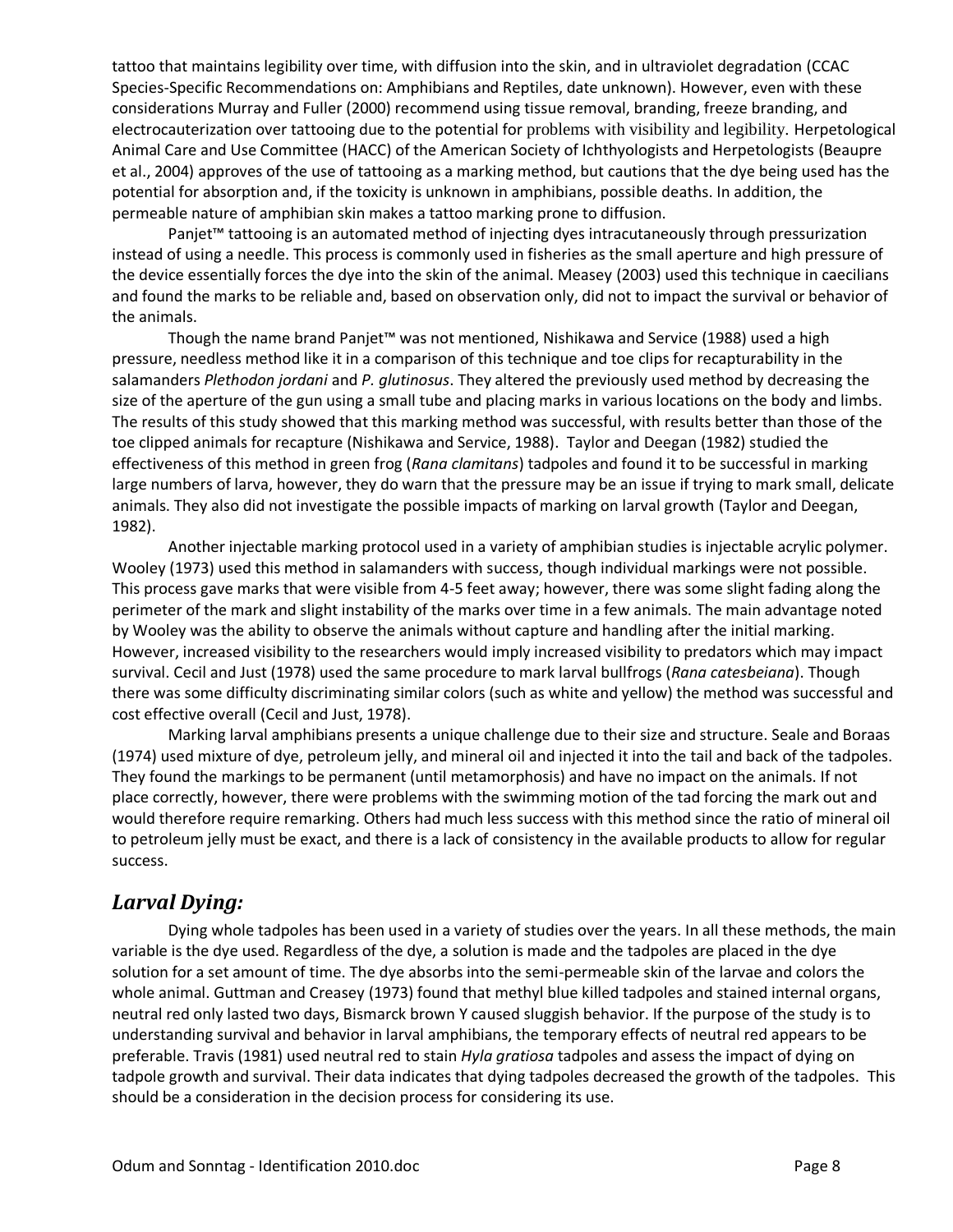tattoo that maintains legibility over time, with diffusion into the skin, and in ultraviolet degradation (CCAC Species-Specific Recommendations on: Amphibians and Reptiles, date unknown). However, even with these considerations Murray and Fuller (2000) recommend using tissue removal, branding, freeze branding, and electrocauterization over tattooing due to the potential for problems with visibility and legibility. Herpetological Animal Care and Use Committee (HACC) of the American Society of Ichthyologists and Herpetologists (Beaupre et al., 2004) approves of the use of tattooing as a marking method, but cautions that the dye being used has the potential for absorption and, if the toxicity is unknown in amphibians, possible deaths. In addition, the permeable nature of amphibian skin makes a tattoo marking prone to diffusion.

Panjet™ tattooing is an automated method of injecting dyes intracutaneously through pressurization instead of using a needle. This process is commonly used in fisheries as the small aperture and high pressure of the device essentially forces the dye into the skin of the animal. Measey (2003) used this technique in caecilians and found the marks to be reliable and, based on observation only, did not to impact the survival or behavior of the animals.

Though the name brand Panjet™ was not mentioned, Nishikawa and Service (1988) used a high pressure, needless method like it in a comparison of this technique and toe clips for recapturability in the salamanders *Plethodon jordani* and *P. glutinosus*. They altered the previously used method by decreasing the size of the aperture of the gun using a small tube and placing marks in various locations on the body and limbs. The results of this study showed that this marking method was successful, with results better than those of the toe clipped animals for recapture (Nishikawa and Service, 1988). Taylor and Deegan (1982) studied the effectiveness of this method in green frog (*Rana clamitans*) tadpoles and found it to be successful in marking large numbers of larva, however, they do warn that the pressure may be an issue if trying to mark small, delicate animals. They also did not investigate the possible impacts of marking on larval growth (Taylor and Deegan, 1982).

Another injectable marking protocol used in a variety of amphibian studies is injectable acrylic polymer. Wooley (1973) used this method in salamanders with success, though individual markings were not possible. This process gave marks that were visible from 4-5 feet away; however, there was some slight fading along the perimeter of the mark and slight instability of the marks over time in a few animals. The main advantage noted by Wooley was the ability to observe the animals without capture and handling after the initial marking. However, increased visibility to the researchers would imply increased visibility to predators which may impact survival. Cecil and Just (1978) used the same procedure to mark larval bullfrogs (*Rana catesbeiana*). Though there was some difficulty discriminating similar colors (such as white and yellow) the method was successful and cost effective overall (Cecil and Just, 1978).

Marking larval amphibians presents a unique challenge due to their size and structure. Seale and Boraas (1974) used mixture of dye, petroleum jelly, and mineral oil and injected it into the tail and back of the tadpoles. They found the markings to be permanent (until metamorphosis) and have no impact on the animals. If not place correctly, however, there were problems with the swimming motion of the tad forcing the mark out and would therefore require remarking. Others had much less success with this method since the ratio of mineral oil to petroleum jelly must be exact, and there is a lack of consistency in the available products to allow for regular success.

## *Larval Dying:*

Dying whole tadpoles has been used in a variety of studies over the years. In all these methods, the main variable is the dye used. Regardless of the dye, a solution is made and the tadpoles are placed in the dye solution for a set amount of time. The dye absorbs into the semi-permeable skin of the larvae and colors the whole animal. Guttman and Creasey (1973) found that methyl blue killed tadpoles and stained internal organs, neutral red only lasted two days, Bismarck brown Y caused sluggish behavior. If the purpose of the study is to understanding survival and behavior in larval amphibians, the temporary effects of neutral red appears to be preferable. Travis (1981) used neutral red to stain *Hyla gratiosa* tadpoles and assess the impact of dying on tadpole growth and survival. Their data indicates that dying tadpoles decreased the growth of the tadpoles. This should be a consideration in the decision process for considering its use.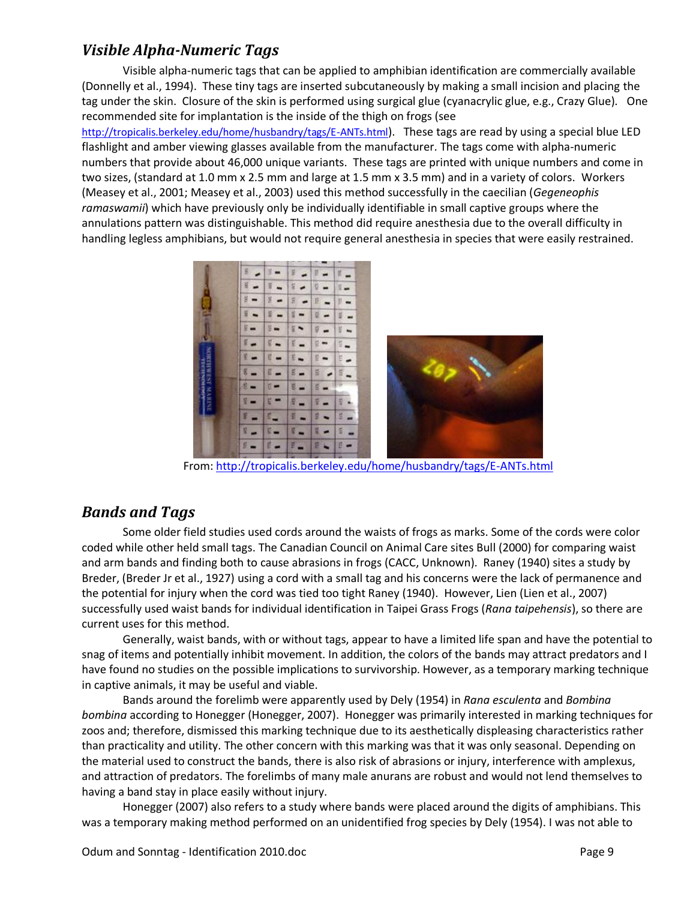## *Visible Alpha-Numeric Tags*

Visible alpha-numeric tags that can be applied to amphibian identification are commercially available (Donnelly et al., 1994). These tiny tags are inserted subcutaneously by making a small incision and placing the tag under the skin. Closure of the skin is performed using surgical glue (cyanacrylic glue, e.g., Crazy Glue). One recommended site for implantation is the inside of the thigh on frogs (see http://tropicalis.berkeley.edu/home/husbandry/tags/E-ANTs.html). These tags are read by using a special blue LED flashlight and amber viewing glasses available from the manufacturer. The tags come with alpha-numeric numbers that provide about 46,000 unique variants. These tags are printed with unique numbers and come in two sizes, (standard at 1.0 mm x 2.5 mm and large at 1.5 mm x 3.5 mm) and in a variety of colors. Workers (Measey et al., 2001; Measey et al., 2003) used this method successfully in the caecilian (*Gegeneophis ramaswamii*) which have previously only be individually identifiable in small captive groups where the annulations pattern was distinguishable. This method did require anesthesia due to the overall difficulty in handling legless amphibians, but would not require general anesthesia in species that were easily restrained.

From: http://tropicalis.berkeley.edu/home/husbandry/tags/E-ANTs.html

## *Bands and Tags*

Some older field studies used cords around the waists of frogs as marks. Some of the cords were color coded while other held small tags. The Canadian Council on Animal Care sites Bull (2000) for comparing waist and arm bands and finding both to cause abrasions in frogs (CACC, Unknown). Raney (1940) sites a study by Breder, (Breder Jr et al., 1927) using a cord with a small tag and his concerns were the lack of permanence and the potential for injury when the cord was tied too tight Raney (1940). However, Lien (Lien et al., 2007) successfully used waist bands for individual identification in Taipei Grass Frogs (*Rana taipehensis*), so there are current uses for this method.

Generally, waist bands, with or without tags, appear to have a limited life span and have the potential to snag of items and potentially inhibit movement. In addition, the colors of the bands may attract predators and I have found no studies on the possible implications to survivorship. However, as a temporary marking technique in captive animals, it may be useful and viable.

Bands around the forelimb were apparently used by Dely (1954) in *Rana esculenta* and *Bombina bombina* according to Honegger (Honegger, 2007). Honegger was primarily interested in marking techniques for zoos and; therefore, dismissed this marking technique due to its aesthetically displeasing characteristics rather than practicality and utility. The other concern with this marking was that it was only seasonal. Depending on the material used to construct the bands, there is also risk of abrasions or injury, interference with amplexus, and attraction of predators. The forelimbs of many male anurans are robust and would not lend themselves to having a band stay in place easily without injury.

Honegger (2007) also refers to a study where bands were placed around the digits of amphibians. This was a temporary making method performed on an unidentified frog species by Dely (1954). I was not able to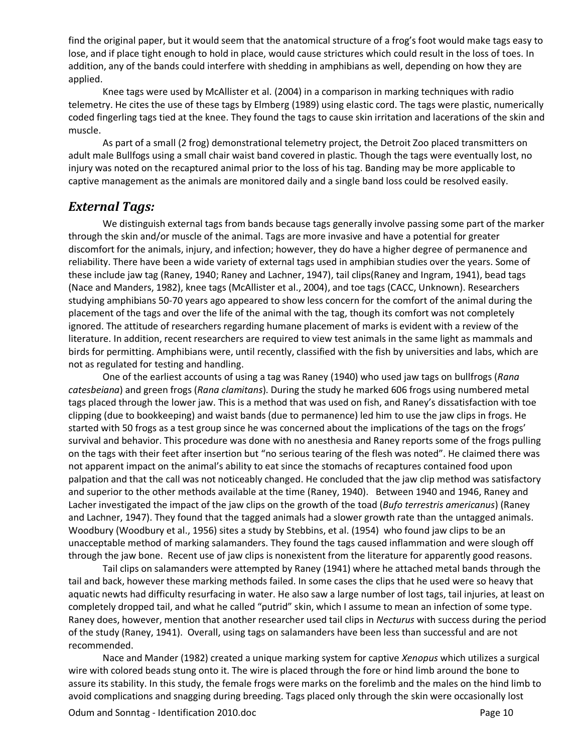find the original paper, but it would seem that the anatomical structure of a frog's foot would make tags easy to lose, and if place tight enough to hold in place, would cause strictures which could result in the loss of toes. In addition, any of the bands could interfere with shedding in amphibians as well, depending on how they are applied.

Knee tags were used by McAllister et al. (2004) in a comparison in marking techniques with radio telemetry. He cites the use of these tags by Elmberg (1989) using elastic cord. The tags were plastic, numerically coded fingerling tags tied at the knee. They found the tags to cause skin irritation and lacerations of the skin and muscle.

As part of a small (2 frog) demonstrational telemetry project, the Detroit Zoo placed transmitters on adult male Bullfogs using a small chair waist band covered in plastic. Though the tags were eventually lost, no injury was noted on the recaptured animal prior to the loss of his tag. Banding may be more applicable to captive management as the animals are monitored daily and a single band loss could be resolved easily.

## *External Tags:*

We distinguish external tags from bands because tags generally involve passing some part of the marker through the skin and/or muscle of the animal. Tags are more invasive and have a potential for greater discomfort for the animals, injury, and infection; however, they do have a higher degree of permanence and reliability. There have been a wide variety of external tags used in amphibian studies over the years. Some of these include jaw tag (Raney, 1940; Raney and Lachner, 1947), tail clips(Raney and Ingram, 1941), bead tags (Nace and Manders, 1982), knee tags (McAllister et al., 2004), and toe tags (CACC, Unknown). Researchers studying amphibians 50-70 years ago appeared to show less concern for the comfort of the animal during the placement of the tags and over the life of the animal with the tag, though its comfort was not completely ignored. The attitude of researchers regarding humane placement of marks is evident with a review of the literature. In addition, recent researchers are required to view test animals in the same light as mammals and birds for permitting. Amphibians were, until recently, classified with the fish by universities and labs, which are not as regulated for testing and handling.

One of the earliest accounts of using a tag was Raney (1940) who used jaw tags on bullfrogs (*Rana catesbeiana*) and green frogs (*Rana clamitans*). During the study he marked 606 frogs using numbered metal tags placed through the lower jaw. This is a method that was used on fish, and Raney's dissatisfaction with toe clipping (due to bookkeeping) and waist bands (due to permanence) led him to use the jaw clips in frogs. He started with 50 frogs as a test group since he was concerned about the implications of the tags on the frogs' survival and behavior. This procedure was done with no anesthesia and Raney reports some of the frogs pulling on the tags with their feet after insertion but "no serious tearing of the flesh was noted". He claimed there was not apparent impact on the animal's ability to eat since the stomachs of recaptures contained food upon palpation and that the call was not noticeably changed. He concluded that the jaw clip method was satisfactory and superior to the other methods available at the time (Raney, 1940). Between 1940 and 1946, Raney and Lacher investigated the impact of the jaw clips on the growth of the toad (*Bufo terrestris americanus*) (Raney and Lachner, 1947). They found that the tagged animals had a slower growth rate than the untagged animals. Woodbury (Woodbury et al., 1956) sites a study by Stebbins, et al. (1954) who found jaw clips to be an unacceptable method of marking salamanders. They found the tags caused inflammation and were slough off through the jaw bone. Recent use of jaw clips is nonexistent from the literature for apparently good reasons.

Tail clips on salamanders were attempted by Raney (1941) where he attached metal bands through the tail and back, however these marking methods failed. In some cases the clips that he used were so heavy that aquatic newts had difficulty resurfacing in water. He also saw a large number of lost tags, tail injuries, at least on completely dropped tail, and what he called "putrid" skin, which I assume to mean an infection of some type. Raney does, however, mention that another researcher used tail clips in *Necturus* with success during the period of the study (Raney, 1941). Overall, using tags on salamanders have been less than successful and are not recommended.

Nace and Mander (1982) created a unique marking system for captive *Xenopus* which utilizes a surgical wire with colored beads stung onto it. The wire is placed through the fore or hind limb around the bone to assure its stability. In this study, the female frogs were marks on the forelimb and the males on the hind limb to avoid complications and snagging during breeding. Tags placed only through the skin were occasionally lost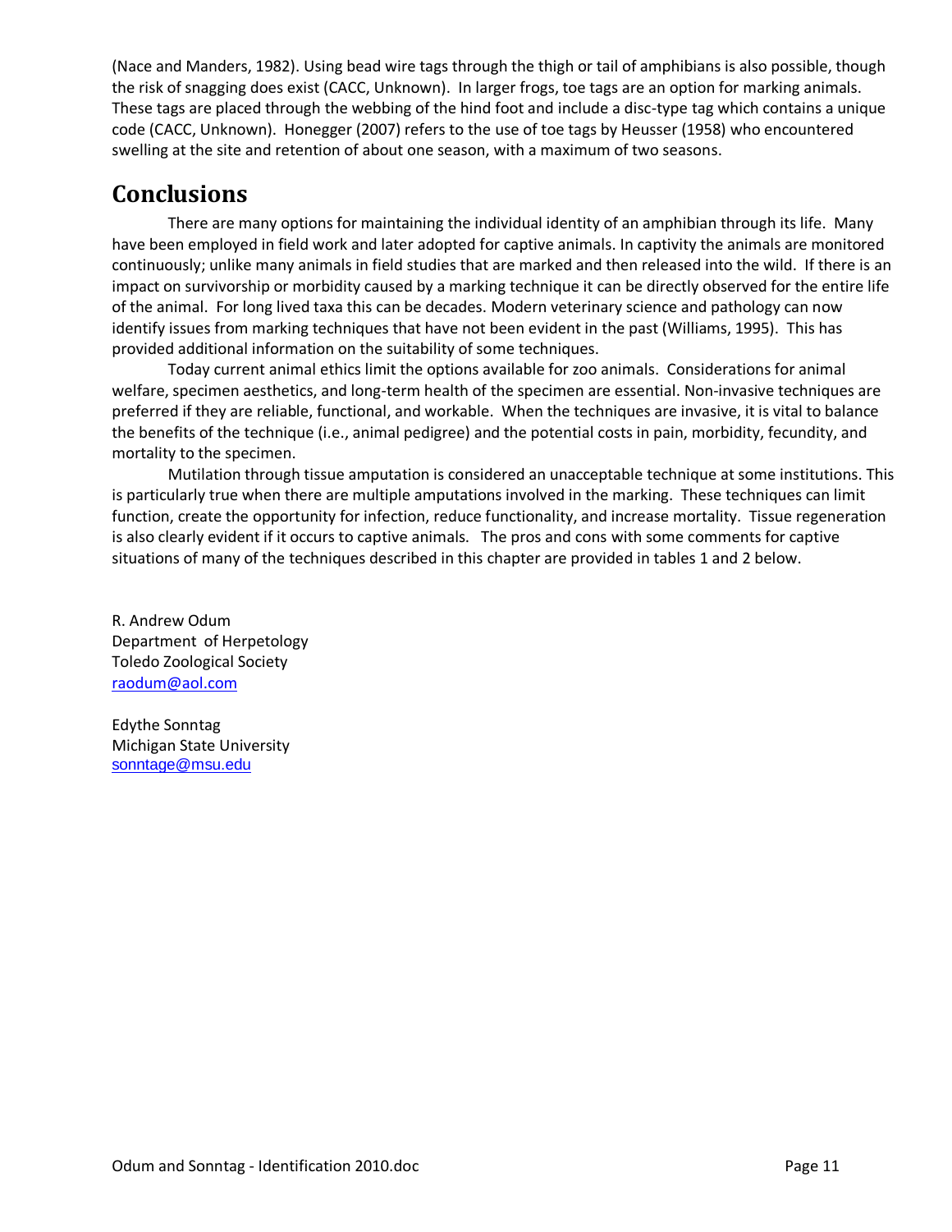(Nace and Manders, 1982). Using bead wire tags through the thigh or tail of amphibians is also possible, though the risk of snagging does exist (CACC, Unknown). In larger frogs, toe tags are an option for marking animals. These tags are placed through the webbing of the hind foot and include a disc-type tag which contains a unique code (CACC, Unknown). Honegger (2007) refers to the use of toe tags by Heusser (1958) who encountered swelling at the site and retention of about one season, with a maximum of two seasons.

## Conclusions

There are many options for maintaining the individual identity of an amphibian through its life. Many have been employed in field work and later adopted for captive animals. In captivity the animals are monitored continuously; unlike many animals in field studies that are marked and then released into the wild. If there is an impact on survivorship or morbidity caused by a marking technique it can be directly observed for the entire life of the animal. For long lived taxa this can be decades. Modern veterinary science and pathology can now identify issues from marking techniques that have not been evident in the past (Williams, 1995). This has provided additional information on the suitability of some techniques.

Today current animal ethics limit the options available for zoo animals. Considerations for animal welfare, specimen aesthetics, and long-term health of the specimen are essential. Non-invasive techniques are preferred if they are reliable, functional, and workable. When the techniques are invasive, it is vital to balance the benefits of the technique (i.e., animal pedigree) and the potential costs in pain, morbidity, fecundity, and mortality to the specimen.

Mutilation through tissue amputation is considered an unacceptable technique at some institutions. This is particularly true when there are multiple amputations involved in the marking. These techniques can limit function, create the opportunity for infection, reduce functionality, and increase mortality. Tissue regeneration is also clearly evident if it occurs to captive animals. The pros and cons with some comments for captive situations of many of the techniques described in this chapter are provided in tables 1 and 2 below.

R. Andrew Odum
Department of Herpetology
Toledo Zoological Society
raodum@aol.com

Edythe Sonntag
Michigan State University
sonntage@msu.edu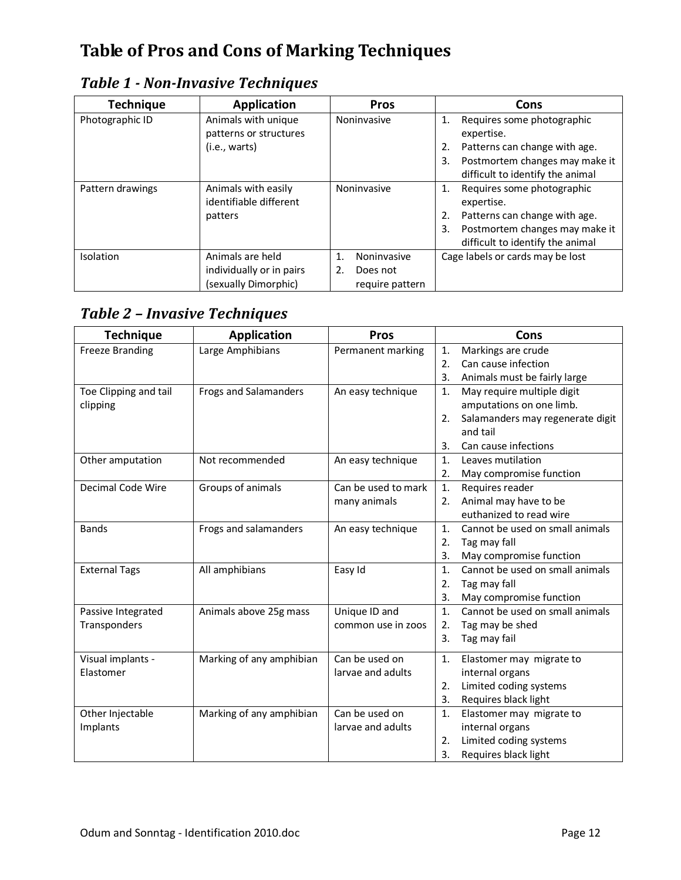# Table of Pros and Cons of Marking Techniques

## *Table 1 - Non-Invasive Techniques*

| Technique | Application | Pros | Cons |
|---|---|---|---|
| Photographic ID | Animals with unique patterns or structures (i.e., warts) | Noninvasive | 1. Requires some photographic expertise. 2. Patterns can change with age. 3. Postmortem changes may make it difficult to identify the animal |
| Pattern drawings | Animals with easily identifiable different patters | Noninvasive | 1. Requires some photographic expertise. 2. Patterns can change with age. 3. Postmortem changes may make it difficult to identify the animal |
| Isolation | Animals are held individually or in pairs (sexually Dimorphic) | 1. Noninvasive 2. Does not require pattern | Cage labels or cards may be lost |

## *Table 2 – Invasive Techniques*

| Technique | Application | Pros | Cons |
|---|---|---|---|
| Freeze Branding | Large Amphibians | Permanent marking | 1. Markings are crude 2. Can cause infection 3. Animals must be fairly large |
| Toe Clipping and tail clipping | Frogs and Salamanders | An easy technique | 1. May require multiple digit amputations on one limb. 2. Salamanders may regenerate digit and tail 3. Can cause infections |
| Other amputation | Not recommended | An easy technique | 1. Leaves mutilation 2. May compromise function |
| Decimal Code Wire | Groups of animals | Can be used to mark many animals | 1. Requires reader 2. Animal may have to be euthanized to read wire |
| Bands | Frogs and salamanders | An easy technique | 1. Cannot be used on small animals 2. Tag may fall 3. May compromise function |
| External Tags | All amphibians | Easy Id | 1. Cannot be used on small animals 2. Tag may fall 3. May compromise function |
| Passive Integrated Transponders | Animals above 25g mass | Unique ID and common use in zoos | 1. Cannot be used on small animals 2. Tag may be shed 3. Tag may fail |
| Visual implants - Elastomer | Marking of any amphibian | Can be used on larvae and adults | 1. Elastomer may migrate to internal organs 2. Limited coding systems 3. Requires black light |
| Other Injectable Implants | Marking of any amphibian | Can be used on larvae and adults | 1. Elastomer may migrate to internal organs 2. Limited coding systems 3. Requires black light |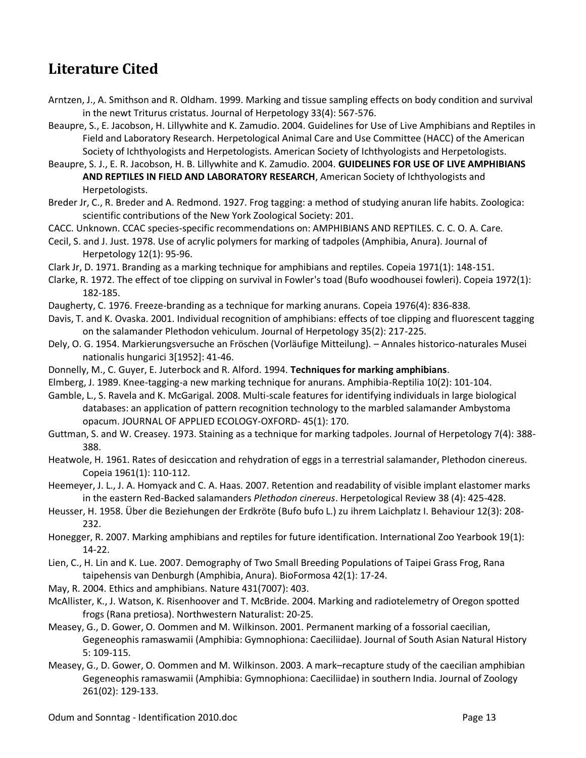## Literature Cited

Arntzen, J., A. Smithson and R. Oldham. 1999. Marking and tissue sampling effects on body condition and survival in the newt Triturus cristatus. Journal of Herpetology 33(4): 567-576.

Beaupre, S., E. Jacobson, H. Lillywhite and K. Zamudio. 2004. Guidelines for Use of Live Amphibians and Reptiles in Field and Laboratory Research. Herpetological Animal Care and Use Committee (HACC) of the American Society of Ichthyologists and Herpetologists. American Society of Ichthyologists and Herpetologists.

Beaupre, S. J., E. R. Jacobson, H. B. Lillywhite and K. Zamudio. 2004. **GUIDELINES FOR USE OF LIVE AMPHIBIANS AND REPTILES IN FIELD AND LABORATORY RESEARCH**, American Society of Ichthyologists and Herpetologists.

Breder Jr, C., R. Breder and A. Redmond. 1927. Frog tagging: a method of studying anuran life habits. Zoologica: scientific contributions of the New York Zoological Society: 201.

CACC. Unknown. CCAC species-specific recommendations on: AMPHIBIANS AND REPTILES. C. C. O. A. Care.

Cecil, S. and J. Just. 1978. Use of acrylic polymers for marking of tadpoles (Amphibia, Anura). Journal of Herpetology 12(1): 95-96.

Clark Jr, D. 1971. Branding as a marking technique for amphibians and reptiles. Copeia 1971(1): 148-151.

Clarke, R. 1972. The effect of toe clipping on survival in Fowler's toad (Bufo woodhousei fowleri). Copeia 1972(1): 182-185.

Daugherty, C. 1976. Freeze-branding as a technique for marking anurans. Copeia 1976(4): 836-838.

Davis, T. and K. Ovaska. 2001. Individual recognition of amphibians: effects of toe clipping and fluorescent tagging on the salamander Plethodon vehiculum. Journal of Herpetology 35(2): 217-225.

Dely, O. G. 1954. Markierungsversuche an Fröschen (Vorläufige Mitteilung). – Annales historico-naturales Musei nationalis hungarici 3[1952]: 41-46.

Donnelly, M., C. Guyer, E. Juterbock and R. Alford. 1994. **Techniques for marking amphibians**.

Elmberg, J. 1989. Knee-tagging-a new marking technique for anurans. Amphibia-Reptilia 10(2): 101-104.

Gamble, L., S. Ravela and K. McGarigal. 2008. Multi-scale features for identifying individuals in large biological databases: an application of pattern recognition technology to the marbled salamander Ambystoma opacum. JOURNAL OF APPLIED ECOLOGY-OXFORD- 45(1): 170.

Guttman, S. and W. Creasey. 1973. Staining as a technique for marking tadpoles. Journal of Herpetology 7(4): 388-388.

Heatwole, H. 1961. Rates of desiccation and rehydration of eggs in a terrestrial salamander, Plethodon cinereus. Copeia 1961(1): 110-112.

Heemeyer, J. L., J. A. Homyack and C. A. Haas. 2007. Retention and readability of visible implant elastomer marks in the eastern Red-Backed salamanders *Plethodon cinereus*. Herpetological Review 38 (4): 425-428.

Heusser, H. 1958. Über die Beziehungen der Erdkröte (Bufo bufo L.) zu ihrem Laichplatz I. Behaviour 12(3): 208-232.

Honegger, R. 2007. Marking amphibians and reptiles for future identification. International Zoo Yearbook 19(1): 14-22.

Lien, C., H. Lin and K. Lue. 2007. Demography of Two Small Breeding Populations of Taipei Grass Frog, Rana taipehensis van Denburgh (Amphibia, Anura). BioFormosa 42(1): 17-24.

May, R. 2004. Ethics and amphibians. Nature 431(7007): 403.

McAllister, K., J. Watson, K. Risenhoover and T. McBride. 2004. Marking and radiotelemetry of Oregon spotted frogs (Rana pretiosa). Northwestern Naturalist: 20-25.

Measey, G., D. Gower, O. Oommen and M. Wilkinson. 2001. Permanent marking of a fossorial caecilian, Gegeneophis ramaswamii (Amphibia: Gymnophiona: Caeciliidae). Journal of South Asian Natural History 5: 109-115.

Measey, G., D. Gower, O. Oommen and M. Wilkinson. 2003. A mark–recapture study of the caecilian amphibian Gegeneophis ramaswamii (Amphibia: Gymnophiona: Caeciliidae) in southern India. Journal of Zoology 261(02): 129-133.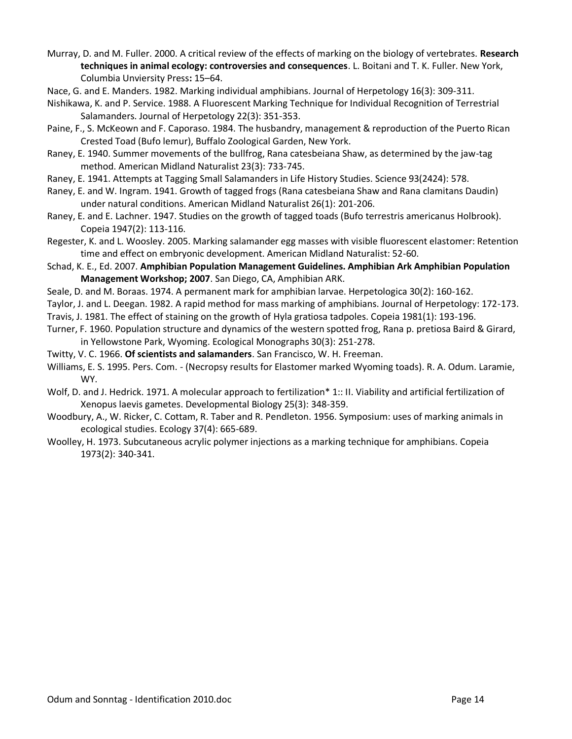Murray, D. and M. Fuller. 2000. A critical review of the effects of marking on the biology of vertebrates. **Research techniques in animal ecology: controversies and consequences**. L. Boitani and T. K. Fuller. New York, Columbia Unviersity Press**:** 15–64.

Nace, G. and E. Manders. 1982. Marking individual amphibians. Journal of Herpetology 16(3): 309-311.

Nishikawa, K. and P. Service. 1988. A Fluorescent Marking Technique for Individual Recognition of Terrestrial Salamanders. Journal of Herpetology 22(3): 351-353.

Paine, F., S. McKeown and F. Caporaso. 1984. The husbandry, management & reproduction of the Puerto Rican Crested Toad (Bufo lemur), Buffalo Zoological Garden, New York.

Raney, E. 1940. Summer movements of the bullfrog, Rana catesbeiana Shaw, as determined by the jaw-tag method. American Midland Naturalist 23(3): 733-745.

Raney, E. 1941. Attempts at Tagging Small Salamanders in Life History Studies. Science 93(2424): 578.

Raney, E. and W. Ingram. 1941. Growth of tagged frogs (Rana catesbeiana Shaw and Rana clamitans Daudin) under natural conditions. American Midland Naturalist 26(1): 201-206.

Raney, E. and E. Lachner. 1947. Studies on the growth of tagged toads (Bufo terrestris americanus Holbrook). Copeia 1947(2): 113-116.

Regester, K. and L. Woosley. 2005. Marking salamander egg masses with visible fluorescent elastomer: Retention time and effect on embryonic development. American Midland Naturalist: 52-60.

Schad, K. E., Ed. 2007. **Amphibian Population Management Guidelines. Amphibian Ark Amphibian Population Management Workshop; 2007**. San Diego, CA, Amphibian ARK.

Seale, D. and M. Boraas. 1974. A permanent mark for amphibian larvae. Herpetologica 30(2): 160-162.

Taylor, J. and L. Deegan. 1982. A rapid method for mass marking of amphibians. Journal of Herpetology: 172-173.

Travis, J. 1981. The effect of staining on the growth of Hyla gratiosa tadpoles. Copeia 1981(1): 193-196.

Turner, F. 1960. Population structure and dynamics of the western spotted frog, Rana p. pretiosa Baird & Girard, in Yellowstone Park, Wyoming. Ecological Monographs 30(3): 251-278.

Twitty, V. C. 1966. **Of scientists and salamanders**. San Francisco, W. H. Freeman.

Williams, E. S. 1995. Pers. Com. - (Necropsy results for Elastomer marked Wyoming toads). R. A. Odum. Laramie, WY.

Wolf, D. and J. Hedrick. 1971. A molecular approach to fertilization* 1:: II. Viability and artificial fertilization of Xenopus laevis gametes. Developmental Biology 25(3): 348-359.

Woodbury, A., W. Ricker, C. Cottam, R. Taber and R. Pendleton. 1956. Symposium: uses of marking animals in ecological studies. Ecology 37(4): 665-689.

Woolley, H. 1973. Subcutaneous acrylic polymer injections as a marking technique for amphibians. Copeia 1973(2): 340-341.